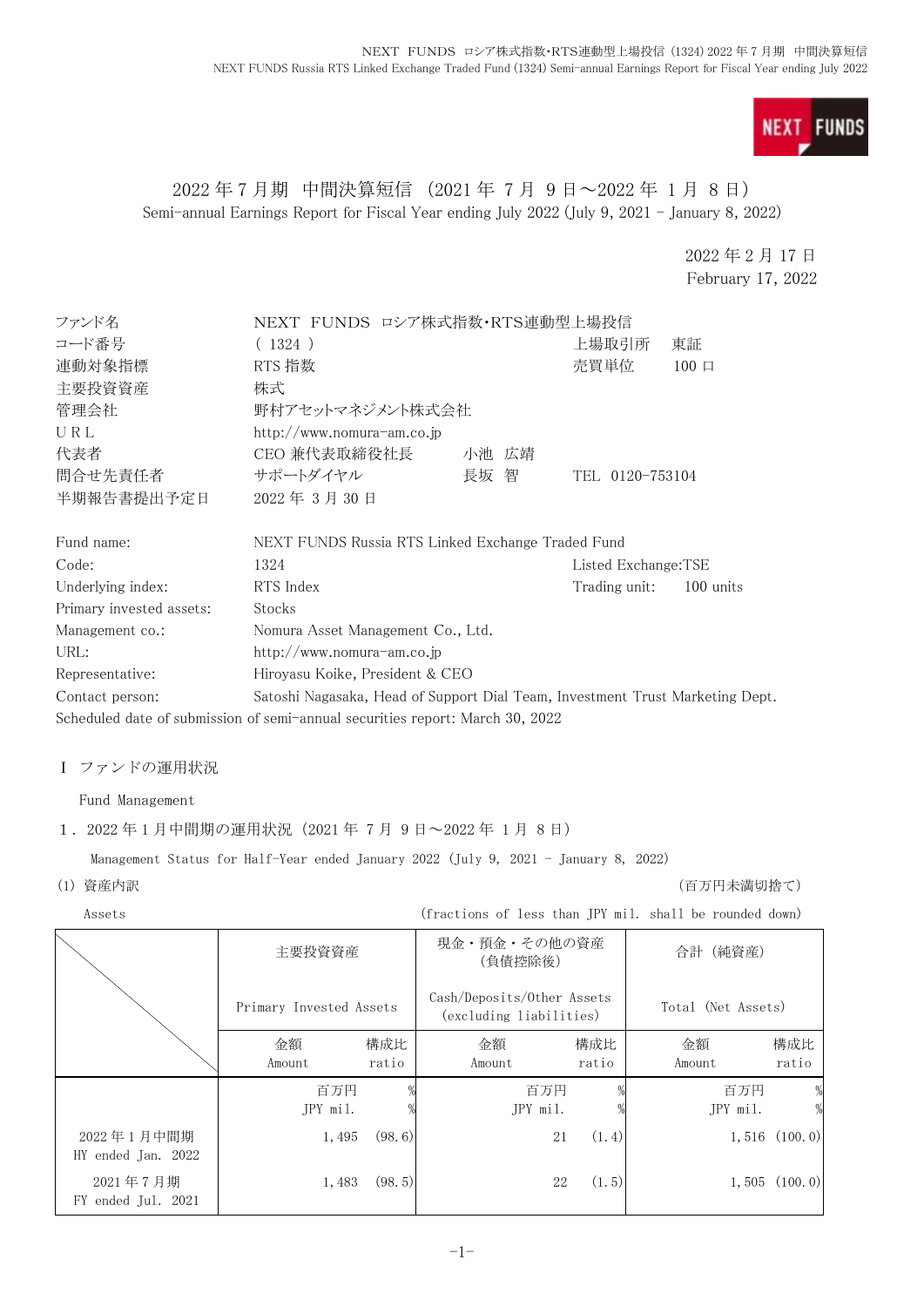# 2022 年 7 月期　中間決算短信（2021 年 7 月 9 日～2022 年 1 月 8 日）

Semi-annual Earnings Report for Fiscal Year ending July 2022 (July 9, 2021 - January 8, 2022)

2022 年 2 月 17 日
February 17, 2022

| | | | |
|---|---|---|---|
| ファンド名 | NEXT FUNDS ロシア株式指数･RTS連動型上場投信 | | |
| コード番号 | ( 1324 ) | 上場取引所 | 東証 |
| 連動対象指標 | RTS 指数 | 売買単位 | 100 口 |
| 主要投資資産 | 株式 | | |
| 管理会社 | 野村アセットマネジメント株式会社 | | |
| U R L | http://www.nomura-am.co.jp | | |
| 代表者 | CEO 兼代表取締役社長　小池 広靖 | | |
| 問合せ先責任者 | サポートダイヤル　長坂 智 | TEL 0120-753104 | |
| 半期報告書提出予定日 | 2022 年 3 月 30 日 | | |

| | | | |
|---|---|---|---|
| Fund name: | NEXT FUNDS Russia RTS Linked Exchange Traded Fund | | |
| Code: | 1324 | Listed Exchange:TSE | |
| Underlying index: | RTS Index | Trading unit: | 100 units |
| Primary invested assets: | Stocks | | |
| Management co.: | Nomura Asset Management Co., Ltd. | | |
| URL: | http://www.nomura-am.co.jp | | |
| Representative: | Hiroyasu Koike, President & CEO | | |
| Contact person: | Satoshi Nagasaka, Head of Support Dial Team, Investment Trust Marketing Dept. | | |

Scheduled date of submission of semi-annual securities report: March 30, 2022

## Ⅰ ファンドの運用状況

Fund Management

### 1．2022 年 1 月中間期の運用状況（2021 年 7 月 9 日～2022 年 1 月 8 日）

Management Status for Half-Year ended January 2022 (July 9, 2021 - January 8, 2022)

(1) 資産内訳　（百万円未満切捨て）

Assets　(fractions of less than JPY mil. shall be rounded down)

| | 主要投資資産 Primary Invested Assets | | 現金・預金・その他の資産（負債控除後） Cash/Deposits/Other Assets (excluding liabilities) | | 合計（純資産） Total (Net Assets) | |
|---|---|---|---|---|---|---|
| | 金額 Amount | 構成比 ratio | 金額 Amount | 構成比 ratio | 金額 Amount | 構成比 ratio |
| | 百万円 JPY mil. | % | 百万円 JPY mil. | % | 百万円 JPY mil. | % |
| 2022 年 1 月中間期 HY ended Jan. 2022 | 1,495 | (98.6) | 21 | (1.4) | 1,516 | (100.0) |
| 2021 年 7 月期 FY ended Jul. 2021 | 1,483 | (98.5) | 22 | (1.5) | 1,505 | (100.0) |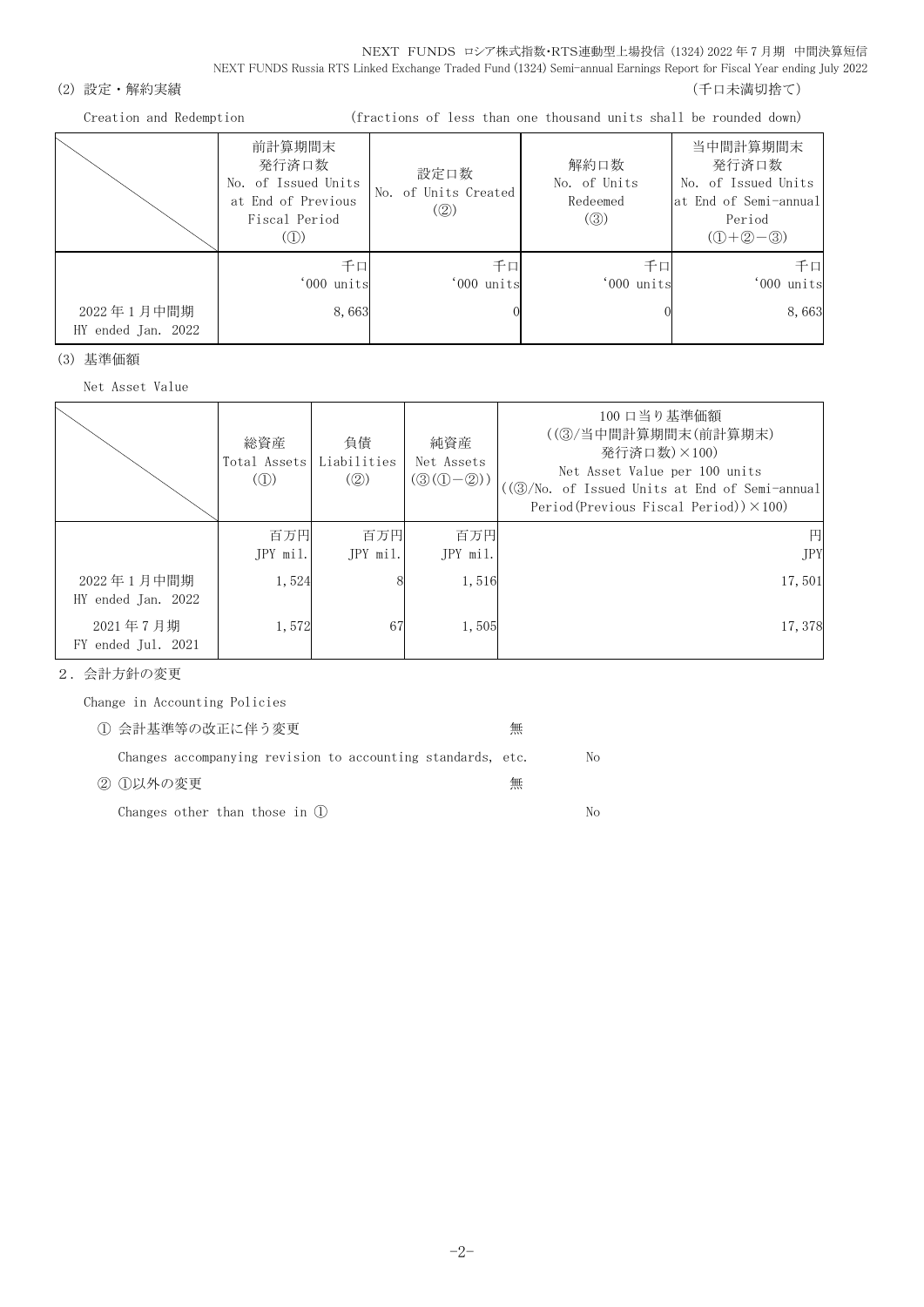(2) 設定・解約実績

（千口未満切捨て）

Creation and Redemption (fractions of less than one thousand units shall be rounded down)

| | 前計算期間末<br>発行済口数<br>No. of Issued Units at End of Previous Fiscal Period<br>(①) | 設定口数<br>No. of Units Created<br>(②) | 解約口数<br>No. of Units Redeemed<br>(③) | 当中間計算期間末<br>発行済口数<br>No. of Issued Units at End of Semi-annual Period<br>(①+②−③) |
|---|---|---|---|---|
| | 千口<br>'000 units | 千口<br>'000 units | 千口<br>'000 units | 千口<br>'000 units |
| 2022 年 1 月中間期<br>HY ended Jan. 2022 | 8,663 | 0 | 0 | 8,663 |

(3) 基準価額

Net Asset Value

| | 総資産<br>Total Assets<br>(①) | 負債<br>Liabilities<br>(②) | 純資産<br>Net Assets<br>(③(①−②)) | 100 口当り基準価額<br>((③/当中間計算期間末(前計算期末)発行済口数)×100)<br>Net Asset Value per 100 units<br>((③/No. of Issued Units at End of Semi-annual Period(Previous Fiscal Period))×100) |
|---|---|---|---|---|
| | 百万円<br>JPY mil. | 百万円<br>JPY mil. | 百万円<br>JPY mil. | 円<br>JPY |
| 2022 年 1 月中間期<br>HY ended Jan. 2022 | 1,524 | 8 | 1,516 | 17,501 |
| 2021 年 7 月期<br>FY ended Jul. 2021 | 1,572 | 67 | 1,505 | 17,378 |

2. 会計方針の変更

Change in Accounting Policies

① 会計基準等の改正に伴う変更 無

Changes accompanying revision to accounting standards, etc. No

② ①以外の変更 無

Changes other than those in ① No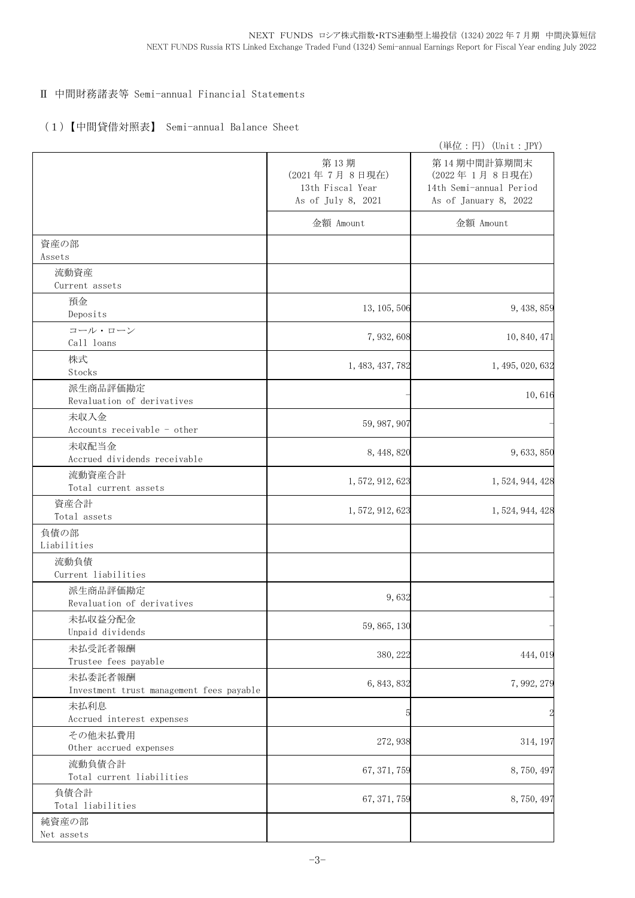## Ⅱ 中間財務諸表等 Semi-annual Financial Statements

### （1）【中間貸借対照表】 Semi-annual Balance Sheet

（単位：円） (Unit : JPY)

| | 第13期<br>(2021年 7月 8日現在)<br>13th Fiscal Year<br>As of July 8, 2021 | 第14期中間計算期間末<br>(2022年 1月 8日現在)<br>14th Semi-annual Period<br>As of January 8, 2022 |
|---|---|---|
| | 金額 Amount | 金額 Amount |
| 資産の部<br>Assets | | |
| 流動資産<br>Current assets | | |
| 預金<br>Deposits | 13,105,506 | 9,438,859 |
| コール・ローン<br>Call loans | 7,932,608 | 10,840,471 |
| 株式<br>Stocks | 1,483,437,782 | 1,495,020,632 |
| 派生商品評価勘定<br>Revaluation of derivatives | - | 10,616 |
| 未収入金<br>Accounts receivable - other | 59,987,907 | - |
| 未収配当金<br>Accrued dividends receivable | 8,448,820 | 9,633,850 |
| 流動資産合計<br>Total current assets | 1,572,912,623 | 1,524,944,428 |
| 資産合計<br>Total assets | 1,572,912,623 | 1,524,944,428 |
| 負債の部<br>Liabilities | | |
| 流動負債<br>Current liabilities | | |
| 派生商品評価勘定<br>Revaluation of derivatives | 9,632 | - |
| 未払収益分配金<br>Unpaid dividends | 59,865,130 | - |
| 未払受託者報酬<br>Trustee fees payable | 380,222 | 444,019 |
| 未払委託者報酬<br>Investment trust management fees payable | 6,843,832 | 7,992,279 |
| 未払利息<br>Accrued interest expenses | 5 | 2 |
| その他未払費用<br>Other accrued expenses | 272,938 | 314,197 |
| 流動負債合計<br>Total current liabilities | 67,371,759 | 8,750,497 |
| 負債合計<br>Total liabilities | 67,371,759 | 8,750,497 |
| 純資産の部<br>Net assets | | |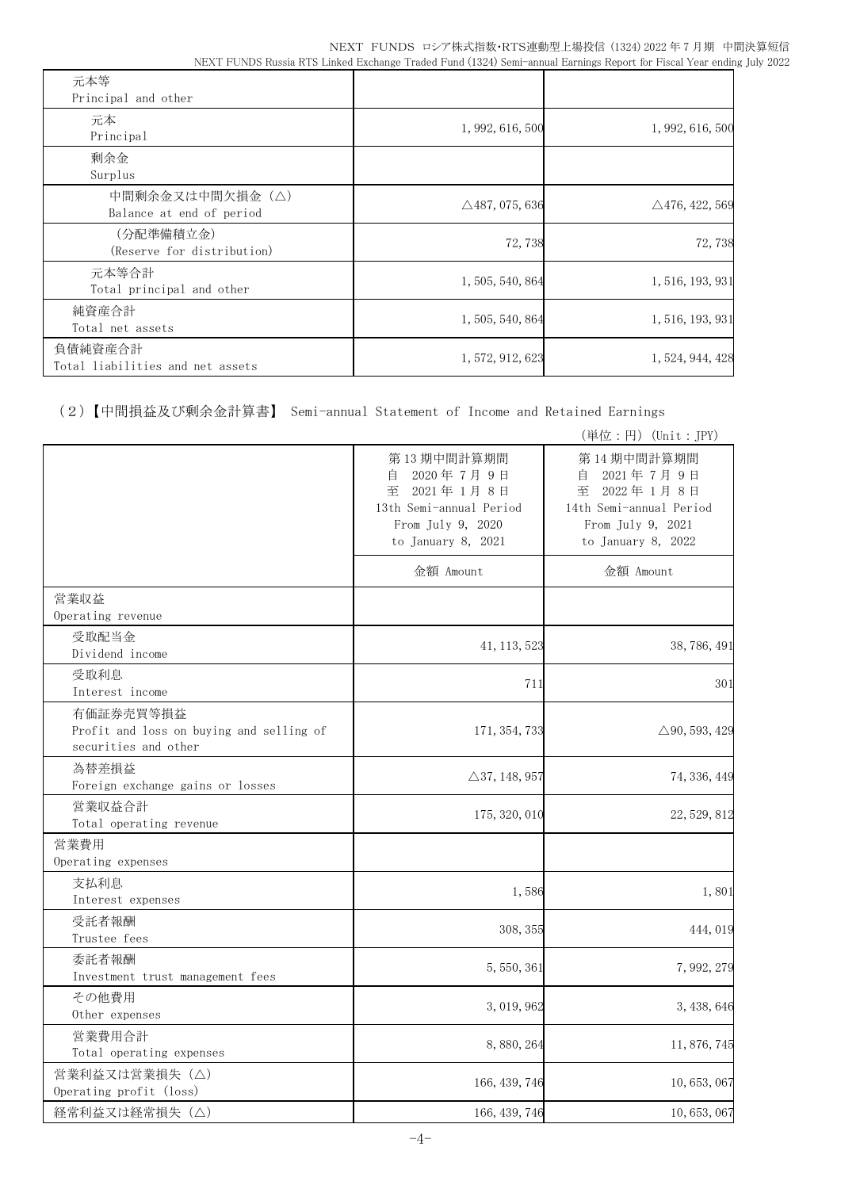| | | |
|---|---|---|
| 元本等<br>Principal and other | | |
| 元本<br>Principal | 1,992,616,500 | 1,992,616,500 |
| 剰余金<br>Surplus | | |
| 中間剰余金又は中間欠損金（△）<br>Balance at end of period | △487,075,636 | △476,422,569 |
| （分配準備積立金）<br>(Reserve for distribution) | 72,738 | 72,738 |
| 元本等合計<br>Total principal and other | 1,505,540,864 | 1,516,193,931 |
| 純資産合計<br>Total net assets | 1,505,540,864 | 1,516,193,931 |
| 負債純資産合計<br>Total liabilities and net assets | 1,572,912,623 | 1,524,944,428 |

## （2）【中間損益及び剰余金計算書】 Semi-annual Statement of Income and Retained Earnings

（単位：円）(Unit：JPY)

| | 第13期中間計算期間<br>自 2020年7月9日<br>至 2021年1月8日<br>13th Semi-annual Period<br>From July 9, 2020<br>to January 8, 2021 | 第14期中間計算期間<br>自 2021年7月9日<br>至 2022年1月8日<br>14th Semi-annual Period<br>From July 9, 2021<br>to January 8, 2022 |
|---|---|---|
| | 金額 Amount | 金額 Amount |
| 営業収益<br>Operating revenue | | |
| 受取配当金<br>Dividend income | 41,113,523 | 38,786,491 |
| 受取利息<br>Interest income | 711 | 301 |
| 有価証券売買等損益<br>Profit and loss on buying and selling of securities and other | 171,354,733 | △90,593,429 |
| 為替差損益<br>Foreign exchange gains or losses | △37,148,957 | 74,336,449 |
| 営業収益合計<br>Total operating revenue | 175,320,010 | 22,529,812 |
| 営業費用<br>Operating expenses | | |
| 支払利息<br>Interest expenses | 1,586 | 1,801 |
| 受託者報酬<br>Trustee fees | 308,355 | 444,019 |
| 委託者報酬<br>Investment trust management fees | 5,550,361 | 7,992,279 |
| その他費用<br>Other expenses | 3,019,962 | 3,438,646 |
| 営業費用合計<br>Total operating expenses | 8,880,264 | 11,876,745 |
| 営業利益又は営業損失（△）<br>Operating profit (loss) | 166,439,746 | 10,653,067 |
| 経常利益又は経常損失（△） | 166,439,746 | 10,653,067 |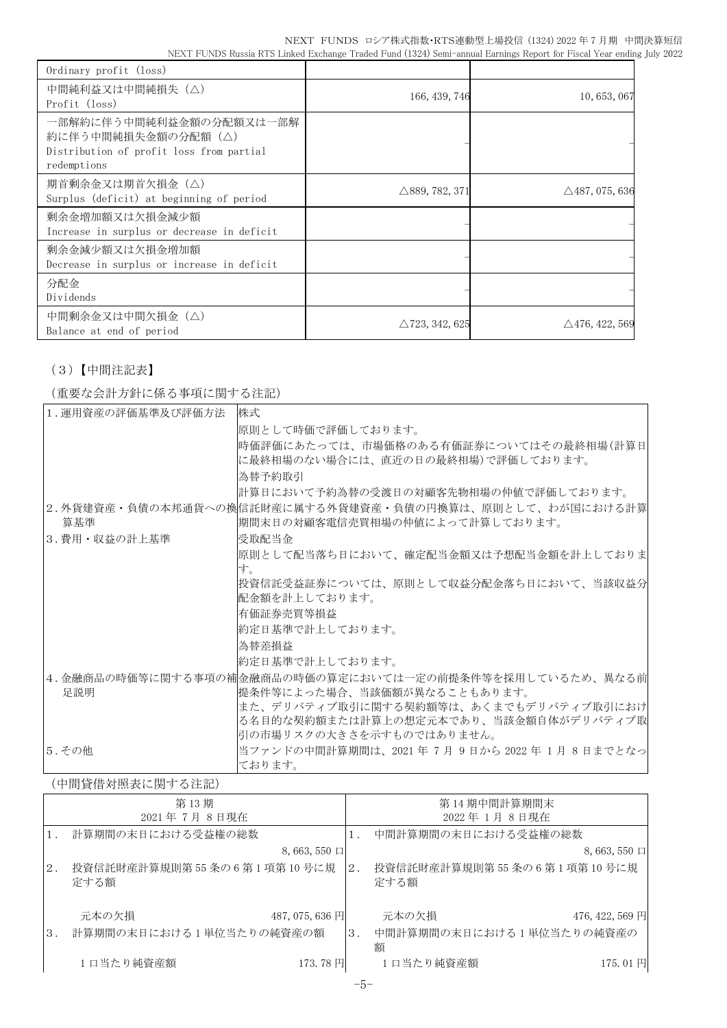| | | |
|---|---|---|
| Ordinary profit (loss) | | |
| 中間純利益又は中間純損失（△）<br>Profit (loss) | 166,439,746 | 10,653,067 |
| 一部解約に伴う中間純利益金額の分配額又は一部解約に伴う中間純損失金額の分配額（△）<br>Distribution of profit loss from partial redemptions | – | – |
| 期首剰余金又は期首欠損金（△）<br>Surplus (deficit) at beginning of period | △889,782,371 | △487,075,636 |
| 剰余金増加額又は欠損金減少額<br>Increase in surplus or decrease in deficit | – | – |
| 剰余金減少額又は欠損金増加額<br>Decrease in surplus or increase in deficit | – | – |
| 分配金<br>Dividends | – | – |
| 中間剰余金又は中間欠損金（△）<br>Balance at end of period | △723,342,625 | △476,422,569 |

（3）【中間注記表】

（重要な会計方針に係る事項に関する注記）

| | |
|---|---|
| 1.運用資産の評価基準及び評価方法 | 株式<br>原則として時価で評価しております。<br>時価評価にあたっては、市場価格のある有価証券についてはその最終相場(計算日に最終相場のない場合には、直近の日の最終相場)で評価しております。<br>為替予約取引<br>計算日において予約為替の受渡日の対顧客先物相場の仲値で評価しております。 |
| 2.外貨建資産・負債の本邦通貨への換算基準 | 信託財産に属する外貨建資産・負債の円換算は、原則として、わが国における計算期間末日の対顧客電信売買相場の仲値によって計算しております。 |
| 3.費用・収益の計上基準 | 受取配当金<br>原則として配当落ち日において、確定配当金額又は予想配当金額を計上しております。<br>投資信託受益証券については、原則として収益分配金落ち日において、当該収益分配金額を計上しております。<br>有価証券売買等損益<br>約定日基準で計上しております。<br>為替差損益<br>約定日基準で計上しております。 |
| 4.金融商品の時価等に関する事項の補足説明 | 金融商品の時価の算定においては一定の前提条件等を採用しているため、異なる前提条件等によった場合、当該価額が異なることもあります。<br>また、デリバティブ取引に関する契約額等は、あくまでもデリバティブ取引における名目的な契約額または計算上の想定元本であり、当該金額自体がデリバティブ取引の市場リスクの大きさを示すものではありません。 |
| 5.その他 | 当ファンドの中間計算期間は、2021 年 7 月 9 日から 2022 年 1 月 8 日までとなっております。 |

（中間貸借対照表に関する注記）

| 第 13 期<br>2021 年 7 月 8 日現在 | | 第 14 期中間計算期間末<br>2022 年 1 月 8 日現在 | |
|---|---|---|---|
| 1. 計算期間の末日における受益権の総数 | 8,663,550 口 | 1. 中間計算期間の末日における受益権の総数 | 8,663,550 口 |
| 2. 投資信託財産計算規則第 55 条の 6 第 1 項第 10 号に規定する額 | | 2. 投資信託財産計算規則第 55 条の 6 第 1 項第 10 号に規定する額 | |
| 元本の欠損 | 487,075,636 円 | 元本の欠損 | 476,422,569 円 |
| 3. 計算期間の末日における 1 単位当たりの純資産の額 | | 3. 中間計算期間の末日における 1 単位当たりの純資産の額 | |
| 1 口当たり純資産額 | 173.78 円 | 1 口当たり純資産額 | 175.01 円 |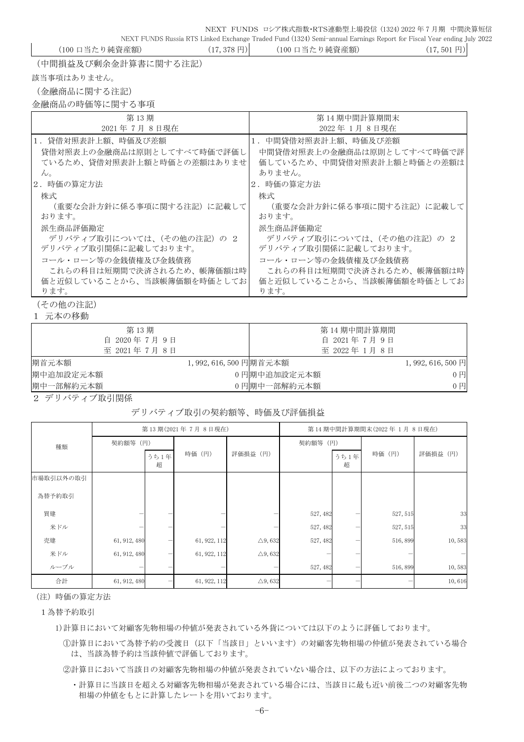| （100 口当たり純資産額） | （17,378 円） | （100 口当たり純資産額） | （17,501 円） |
|---|---|---|---|

（中間損益及び剰余金計算書に関する注記）

該当事項はありません。

（金融商品に関する注記）

金融商品の時価等に関する事項

| 第 13 期<br>2021 年 7 月 8 日現在 | 第 14 期中間計算期間末<br>2022 年 1 月 8 日現在 |
|---|---|
| 1．貸借対照表計上額、時価及び差額<br>貸借対照表上の金融商品は原則としてすべて時価で評価しているため、貸借対照表計上額と時価との差額はありません。 | 1．中間貸借対照表計上額、時価及び差額<br>中間貸借対照表上の金融商品は原則としてすべて時価で評価しているため、中間貸借対照表計上額と時価との差額はありません。 |
| 2．時価の算定方法<br>株式<br>（重要な会計方針に係る事項に関する注記）に記載しております。<br>派生商品評価勘定<br>デリバティブ取引については、（その他の注記）の 2 デリバティブ取引関係に記載しております。<br>コール・ローン等の金銭債権及び金銭債務<br>これらの科目は短期間で決済されるため、帳簿価額は時価と近似していることから、当該帳簿価額を時価としております。 | 2．時価の算定方法<br>株式<br>（重要な会計方針に係る事項に関する注記）に記載しております。<br>派生商品評価勘定<br>デリバティブ取引については、（その他の注記）の 2 デリバティブ取引関係に記載しております。<br>コール・ローン等の金銭債権及び金銭債務<br>これらの科目は短期間で決済されるため、帳簿価額は時価と近似していることから、当該帳簿価額を時価としております。 |

（その他の注記）

1 元本の移動

| 第 13 期<br>自 2020 年 7 月 9 日<br>至 2021 年 7 月 8 日 | | 第 14 期中間計算期間<br>自 2021 年 7 月 9 日<br>至 2022 年 1 月 8 日 | |
|---|---|---|---|
| 期首元本額 | 1,992,616,500 円 | 期首元本額 | 1,992,616,500 円 |
| 期中追加設定元本額 | 0 円 | 期中追加設定元本額 | 0 円 |
| 期中一部解約元本額 | 0 円 | 期中一部解約元本額 | 0 円 |

2 デリバティブ取引関係

デリバティブ取引の契約額等、時価及び評価損益

| 種類 | 第 13 期(2021 年 7 月 8 日現在) | | | | 第 14 期中間計算期間末(2022 年 1 月 8 日現在) | | | |
|---|---|---|---|---|---|---|---|---|
| | 契約額等（円） | うち1年超 | 時価（円） | 評価損益（円） | 契約額等（円） | うち1年超 | 時価（円） | 評価損益（円） |
| 市場取引以外の取引 | | | | | | | | |
| 為替予約取引 | | | | | | | | |
| 買建 | － | － | － | － | 527,482 | － | 527,515 | 33 |
| 米ドル | － | － | － | － | 527,482 | － | 527,515 | 33 |
| 売建 | 61,912,480 | － | 61,922,112 | △9,632 | 527,482 | － | 516,899 | 10,583 |
| 米ドル | 61,912,480 | － | 61,922,112 | △9,632 | － | － | － | － |
| ルーブル | － | － | － | － | 527,482 | － | 516,899 | 10,583 |
| 合計 | 61,912,480 | － | 61,922,112 | △9,632 | － | － | － | 10,616 |

（注）時価の算定方法

1 為替予約取引

1)計算日において対顧客先物相場の仲値が発表されている外貨については以下のように評価しております。

①計算日において為替予約の受渡日（以下「当該日」といいます）の対顧客先物相場の仲値が発表されている場合は、当該為替予約は当該仲値で評価しております。

②計算日において当該日の対顧客先物相場の仲値が発表されていない場合は、以下の方法によっております。

・計算日に当該日を超える対顧客先物相場が発表されている場合には、当該日に最も近い前後二つの対顧客先物相場の仲値をもとに計算したレートを用いております。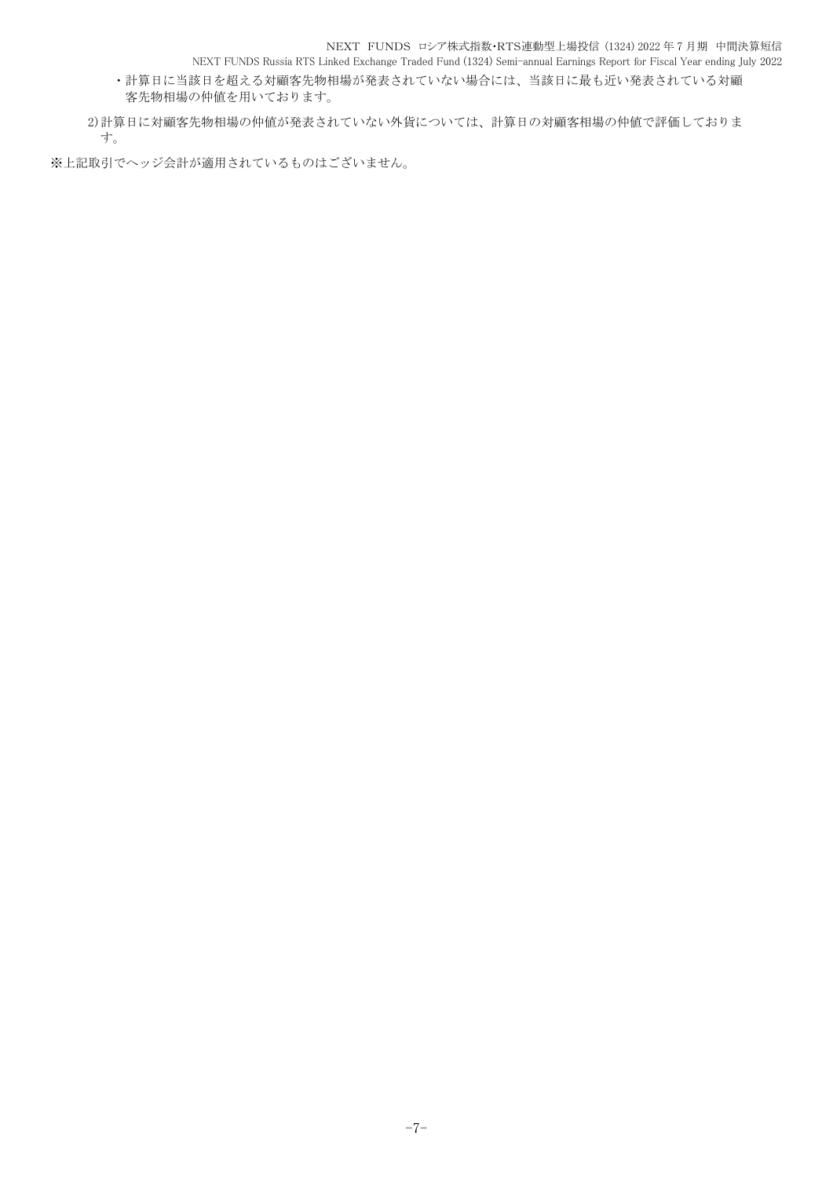・計算日に当該日を超える対顧客先物相場が発表されていない場合には、当該日に最も近い発表されている対顧客先物相場の仲値を用いております。

2)計算日に対顧客先物相場の仲値が発表されていない外貨については、計算日の対顧客相場の仲値で評価しております。

※上記取引でヘッジ会計が適用されているものはございません。